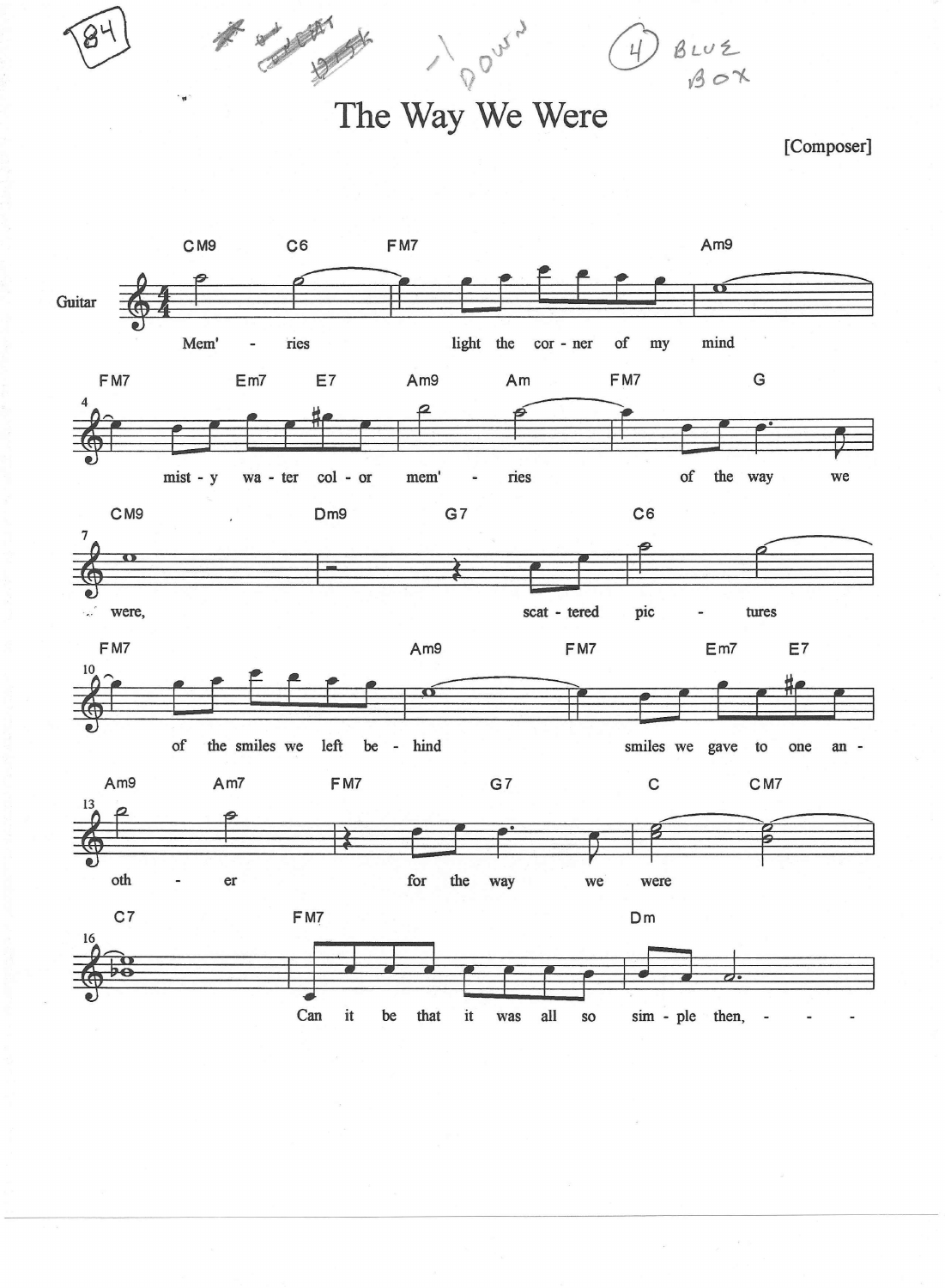84 — -1 DOWN — (4) BLUE BOX

# The Way We Were

[Composer]

Guitar

CM9 C6 FM7 Am9
Mem' - ries light the cor - ner of my mind

FM7 Em7 E7 Am9 Am FM7 G
mist - y wa - ter col - or mem' - ries of the way we

CM9 Dm9 G7 C6
were, scat - tered pic - tures

FM7 Am9 FM7 Em7 E7
of the smiles we left be - hind smiles we gave to one an -

Am9 Am7 FM7 G7 C CM7
oth - er for the way we were

C7 FM7 Dm
Can it be that it was all so sim - ple then, - - -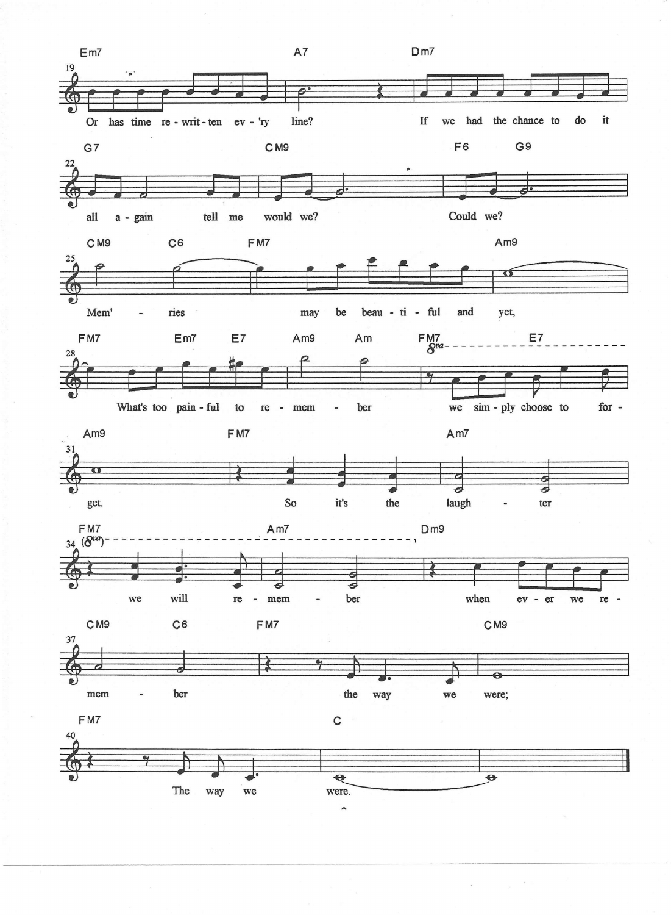Em7 A7 Dm7

19

Or has time re - writ - ten ev - 'ry line? If we had the chance to do it

G7 CM9 F6 G9

22

all a - gain tell me would we? Could we?

CM9 C6 FM7 Am9

25

Mem' - ries may be beau - ti - ful and yet,

FM7 Em7 E7 Am9 Am FM7 E7

28

8va

What's too pain - ful to re - mem - ber we sim - ply choose to for -

Am9 FM7 Am7

31

get. So it's the laugh - ter

FM7 Am7 Dm9

34 (8va)

we will re - mem - ber when ev - er we re -

CM9 C6 FM7 CM9

37

mem - ber the way we were;

FM7 C

40

The way we were.